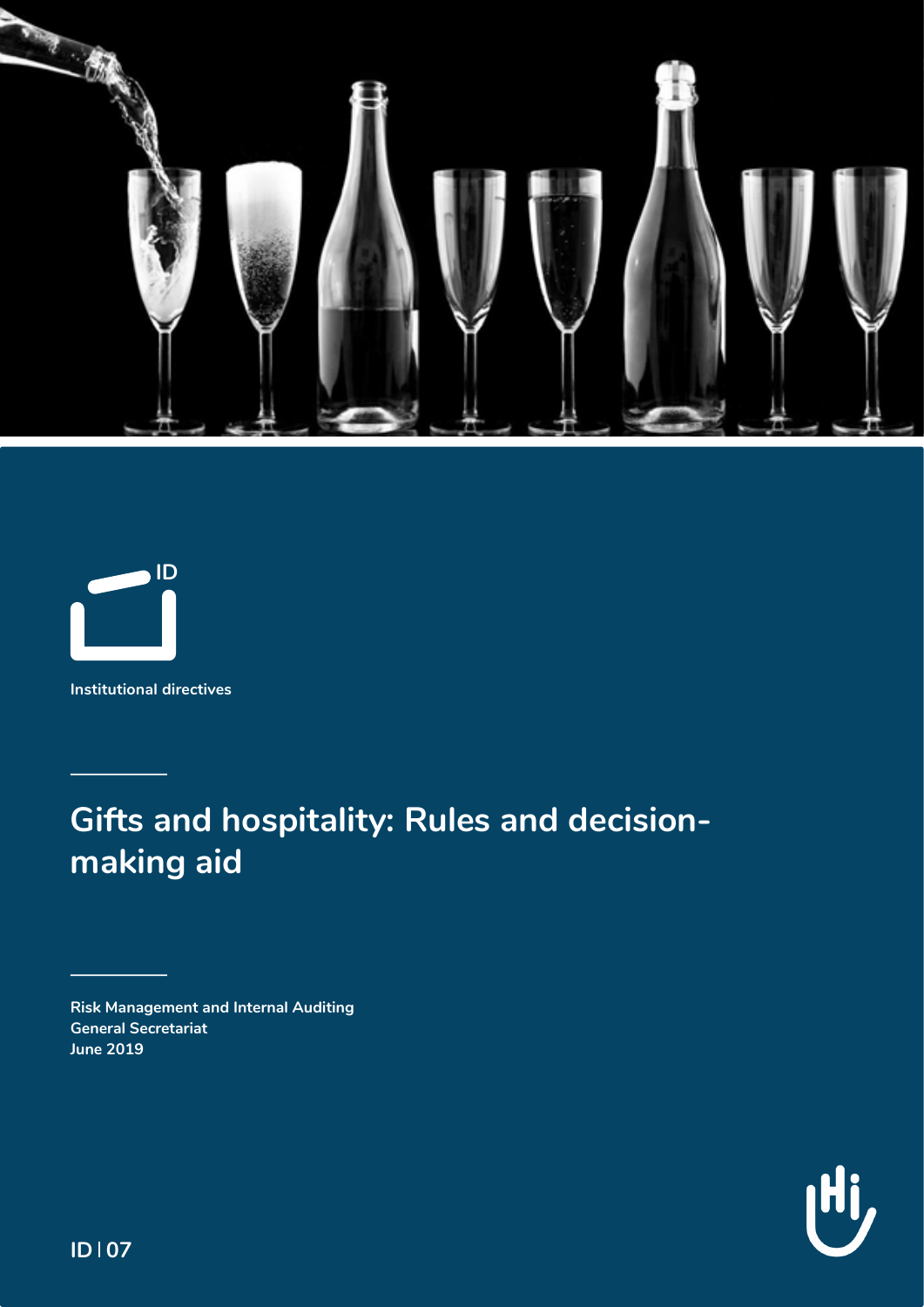ID

Institutional directives

# Gifts and hospitality: Rules and decision-making aid

**Risk Management and Internal Auditing**
**General Secretariat**
**June 2019**

**ID | 07**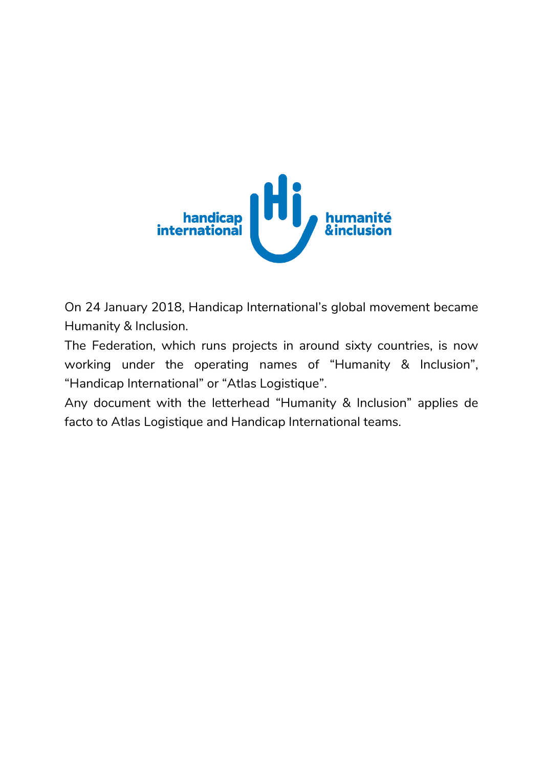On 24 January 2018, Handicap International's global movement became Humanity & Inclusion.

The Federation, which runs projects in around sixty countries, is now working under the operating names of "Humanity & Inclusion", "Handicap International" or "Atlas Logistique".

Any document with the letterhead "Humanity & Inclusion" applies de facto to Atlas Logistique and Handicap International teams.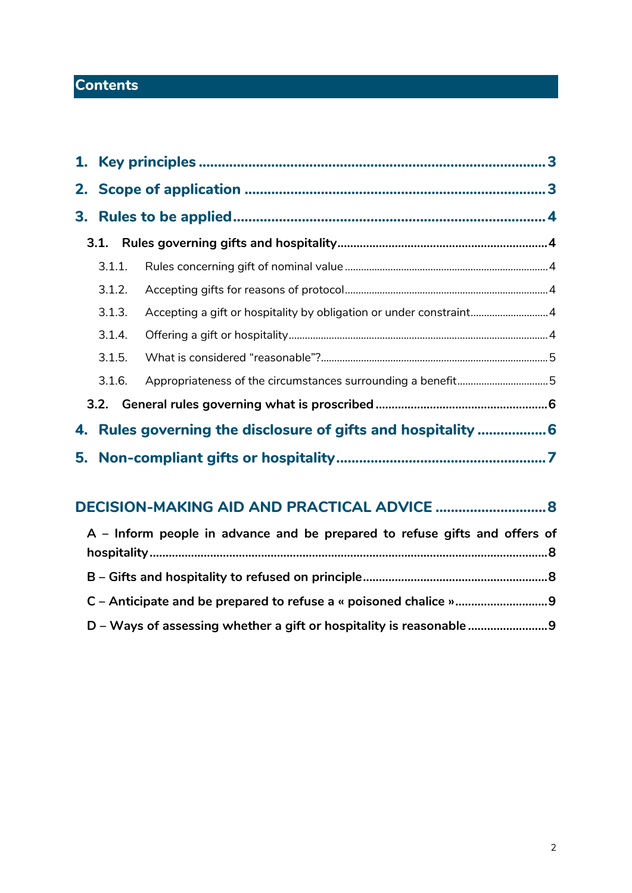## Contents

1. **Key principles** ... 3
2. **Scope of application** ... 3
3. **Rules to be applied** ... 4
   - **3.1. Rules governing gifts and hospitality** ... 4
     - 3.1.1. Rules concerning gift of nominal value ... 4
     - 3.1.2. Accepting gifts for reasons of protocol ... 4
     - 3.1.3. Accepting a gift or hospitality by obligation or under constraint ... 4
     - 3.1.4. Offering a gift or hospitality ... 4
     - 3.1.5. What is considered "reasonable"? ... 5
     - 3.1.6. Appropriateness of the circumstances surrounding a benefit ... 5
   - **3.2. General rules governing what is proscribed** ... 6
4. **Rules governing the disclosure of gifts and hospitality** ... 6
5. **Non-compliant gifts or hospitality** ... 7

**DECISION-MAKING AID AND PRACTICAL ADVICE** ... 8

- **A – Inform people in advance and be prepared to refuse gifts and offers of hospitality** ... 8
- **B – Gifts and hospitality to refused on principle** ... 8
- **C – Anticipate and be prepared to refuse a « poisoned chalice »** ... 9
- **D – Ways of assessing whether a gift or hospitality is reasonable** ... 9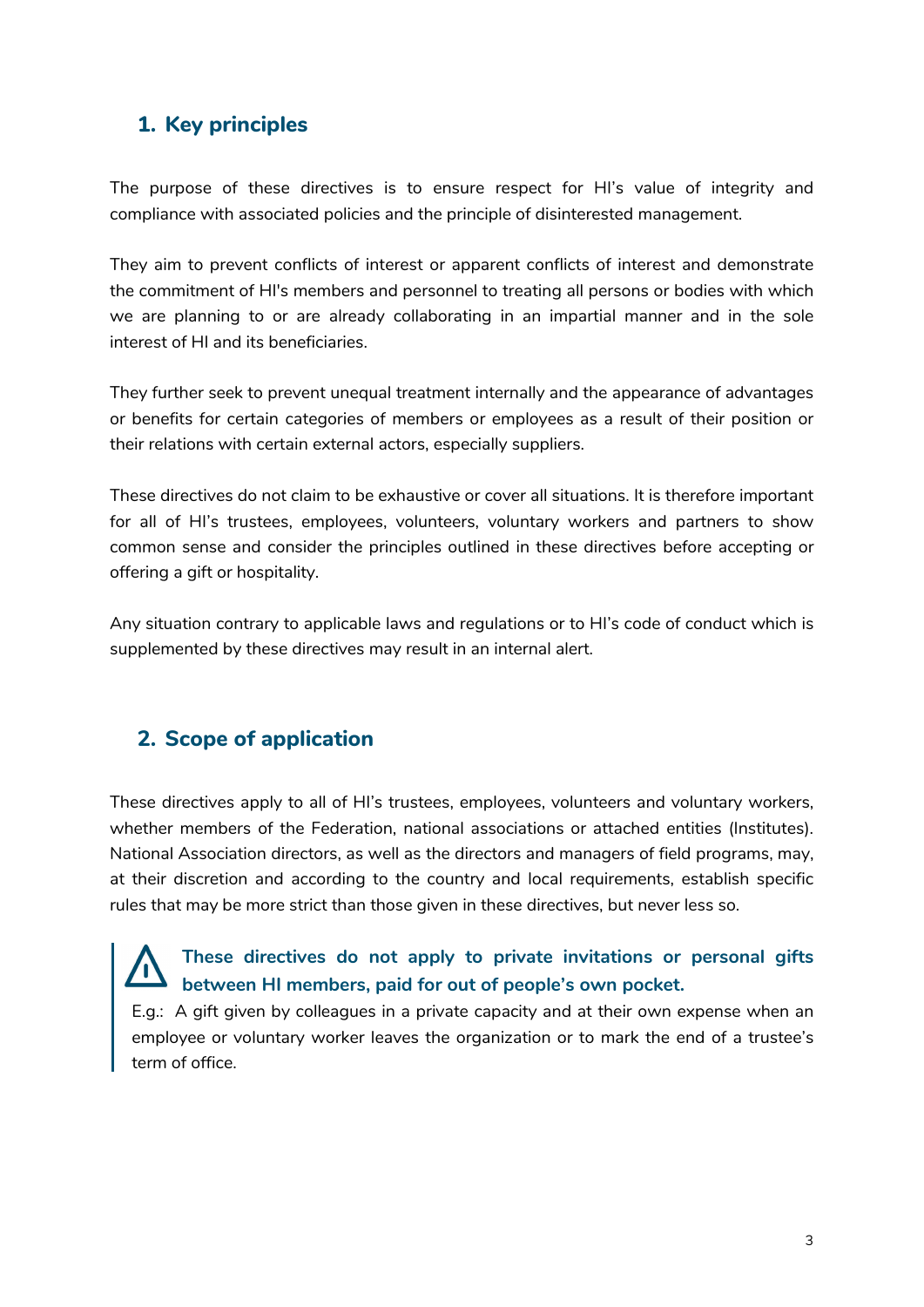## 1. Key principles

The purpose of these directives is to ensure respect for HI's value of integrity and compliance with associated policies and the principle of disinterested management.

They aim to prevent conflicts of interest or apparent conflicts of interest and demonstrate the commitment of HI's members and personnel to treating all persons or bodies with which we are planning to or are already collaborating in an impartial manner and in the sole interest of HI and its beneficiaries.

They further seek to prevent unequal treatment internally and the appearance of advantages or benefits for certain categories of members or employees as a result of their position or their relations with certain external actors, especially suppliers.

These directives do not claim to be exhaustive or cover all situations. It is therefore important for all of HI's trustees, employees, volunteers, voluntary workers and partners to show common sense and consider the principles outlined in these directives before accepting or offering a gift or hospitality.

Any situation contrary to applicable laws and regulations or to HI's code of conduct which is supplemented by these directives may result in an internal alert.

## 2. Scope of application

These directives apply to all of HI's trustees, employees, volunteers and voluntary workers, whether members of the Federation, national associations or attached entities (Institutes). National Association directors, as well as the directors and managers of field programs, may, at their discretion and according to the country and local requirements, establish specific rules that may be more strict than those given in these directives, but never less so.

> ⚠ **These directives do not apply to private invitations or personal gifts between HI members, paid for out of people's own pocket.**
>
> E.g.: A gift given by colleagues in a private capacity and at their own expense when an employee or voluntary worker leaves the organization or to mark the end of a trustee's term of office.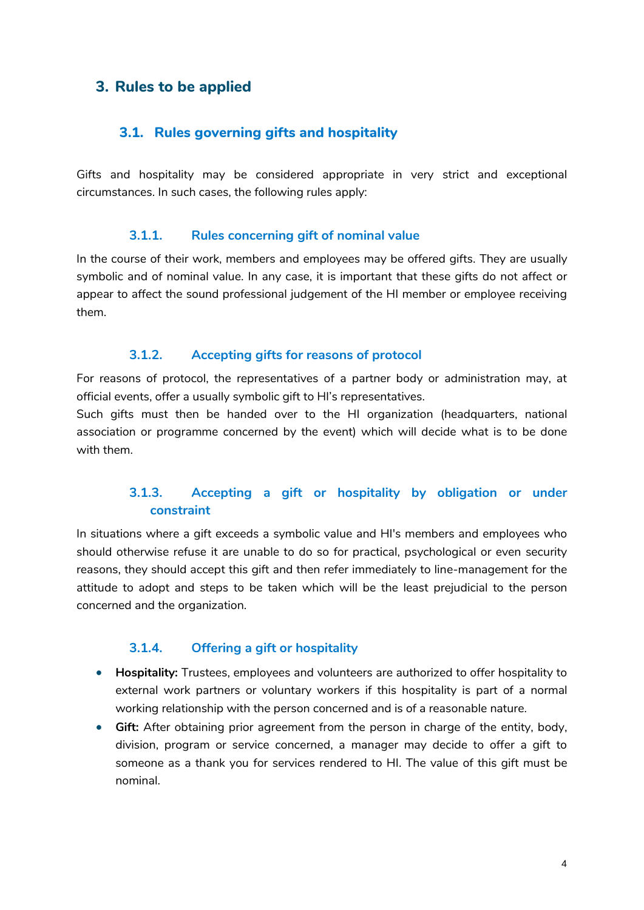# 3. Rules to be applied

## 3.1. Rules governing gifts and hospitality

Gifts and hospitality may be considered appropriate in very strict and exceptional circumstances. In such cases, the following rules apply:

### 3.1.1. Rules concerning gift of nominal value

In the course of their work, members and employees may be offered gifts. They are usually symbolic and of nominal value. In any case, it is important that these gifts do not affect or appear to affect the sound professional judgement of the HI member or employee receiving them.

### 3.1.2. Accepting gifts for reasons of protocol

For reasons of protocol, the representatives of a partner body or administration may, at official events, offer a usually symbolic gift to HI's representatives.
Such gifts must then be handed over to the HI organization (headquarters, national association or programme concerned by the event) which will decide what is to be done with them.

### 3.1.3. Accepting a gift or hospitality by obligation or under constraint

In situations where a gift exceeds a symbolic value and HI's members and employees who should otherwise refuse it are unable to do so for practical, psychological or even security reasons, they should accept this gift and then refer immediately to line-management for the attitude to adopt and steps to be taken which will be the least prejudicial to the person concerned and the organization.

### 3.1.4. Offering a gift or hospitality

- **Hospitality:** Trustees, employees and volunteers are authorized to offer hospitality to external work partners or voluntary workers if this hospitality is part of a normal working relationship with the person concerned and is of a reasonable nature.
- **Gift:** After obtaining prior agreement from the person in charge of the entity, body, division, program or service concerned, a manager may decide to offer a gift to someone as a thank you for services rendered to HI. The value of this gift must be nominal.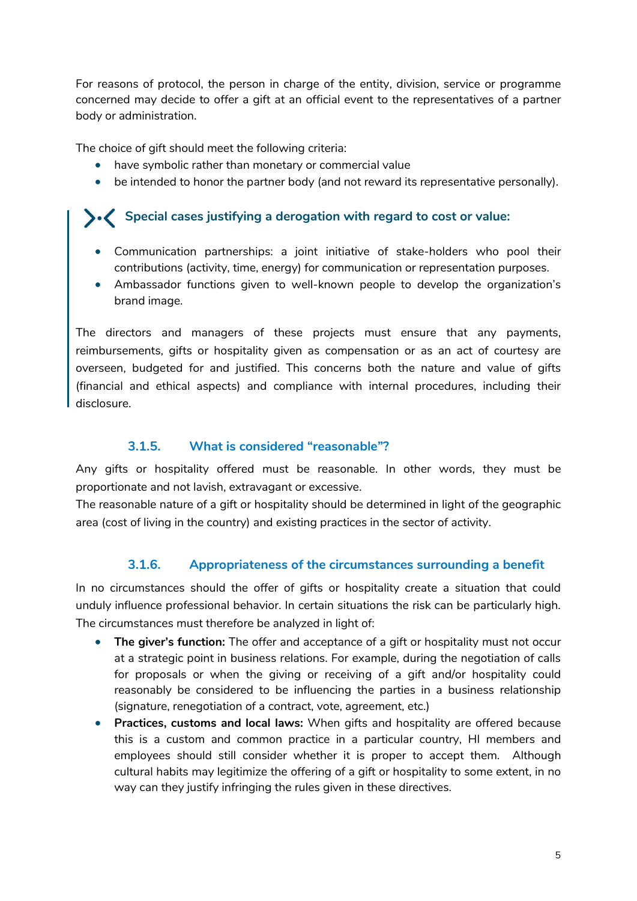For reasons of protocol, the person in charge of the entity, division, service or programme concerned may decide to offer a gift at an official event to the representatives of a partner body or administration.

The choice of gift should meet the following criteria:

- have symbolic rather than monetary or commercial value
- be intended to honor the partner body (and not reward its representative personally).

**Special cases justifying a derogation with regard to cost or value:**

- Communication partnerships: a joint initiative of stake-holders who pool their contributions (activity, time, energy) for communication or representation purposes.
- Ambassador functions given to well-known people to develop the organization's brand image.

The directors and managers of these projects must ensure that any payments, reimbursements, gifts or hospitality given as compensation or as an act of courtesy are overseen, budgeted for and justified. This concerns both the nature and value of gifts (financial and ethical aspects) and compliance with internal procedures, including their disclosure.

### 3.1.5. What is considered "reasonable"?

Any gifts or hospitality offered must be reasonable. In other words, they must be proportionate and not lavish, extravagant or excessive.
The reasonable nature of a gift or hospitality should be determined in light of the geographic area (cost of living in the country) and existing practices in the sector of activity.

### 3.1.6. Appropriateness of the circumstances surrounding a benefit

In no circumstances should the offer of gifts or hospitality create a situation that could unduly influence professional behavior. In certain situations the risk can be particularly high. The circumstances must therefore be analyzed in light of:

- **The giver's function:** The offer and acceptance of a gift or hospitality must not occur at a strategic point in business relations. For example, during the negotiation of calls for proposals or when the giving or receiving of a gift and/or hospitality could reasonably be considered to be influencing the parties in a business relationship (signature, renegotiation of a contract, vote, agreement, etc.)
- **Practices, customs and local laws:** When gifts and hospitality are offered because this is a custom and common practice in a particular country, HI members and employees should still consider whether it is proper to accept them. Although cultural habits may legitimize the offering of a gift or hospitality to some extent, in no way can they justify infringing the rules given in these directives.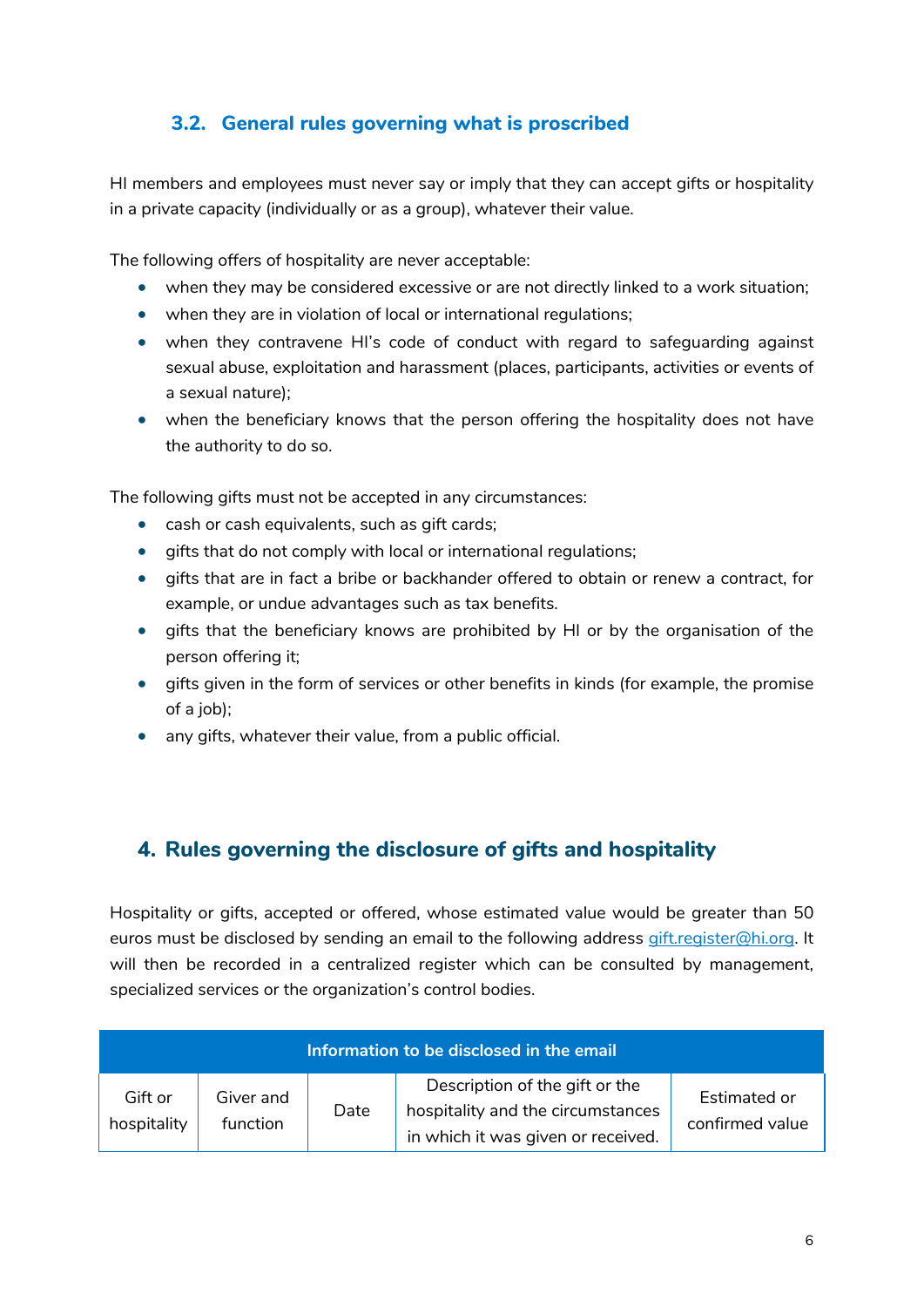### 3.2. General rules governing what is proscribed

HI members and employees must never say or imply that they can accept gifts or hospitality in a private capacity (individually or as a group), whatever their value.

The following offers of hospitality are never acceptable:

- when they may be considered excessive or are not directly linked to a work situation;
- when they are in violation of local or international regulations;
- when they contravene HI's code of conduct with regard to safeguarding against sexual abuse, exploitation and harassment (places, participants, activities or events of a sexual nature);
- when the beneficiary knows that the person offering the hospitality does not have the authority to do so.

The following gifts must not be accepted in any circumstances:

- cash or cash equivalents, such as gift cards;
- gifts that do not comply with local or international regulations;
- gifts that are in fact a bribe or backhander offered to obtain or renew a contract, for example, or undue advantages such as tax benefits.
- gifts that the beneficiary knows are prohibited by HI or by the organisation of the person offering it;
- gifts given in the form of services or other benefits in kinds (for example, the promise of a job);
- any gifts, whatever their value, from a public official.

## 4. Rules governing the disclosure of gifts and hospitality

Hospitality or gifts, accepted or offered, whose estimated value would be greater than 50 euros must be disclosed by sending an email to the following address gift.register@hi.org. It will then be recorded in a centralized register which can be consulted by management, specialized services or the organization's control bodies.

| Information to be disclosed in the email | | | | |
|---|---|---|---|---|
| Gift or hospitality | Giver and function | Date | Description of the gift or the hospitality and the circumstances in which it was given or received. | Estimated or confirmed value |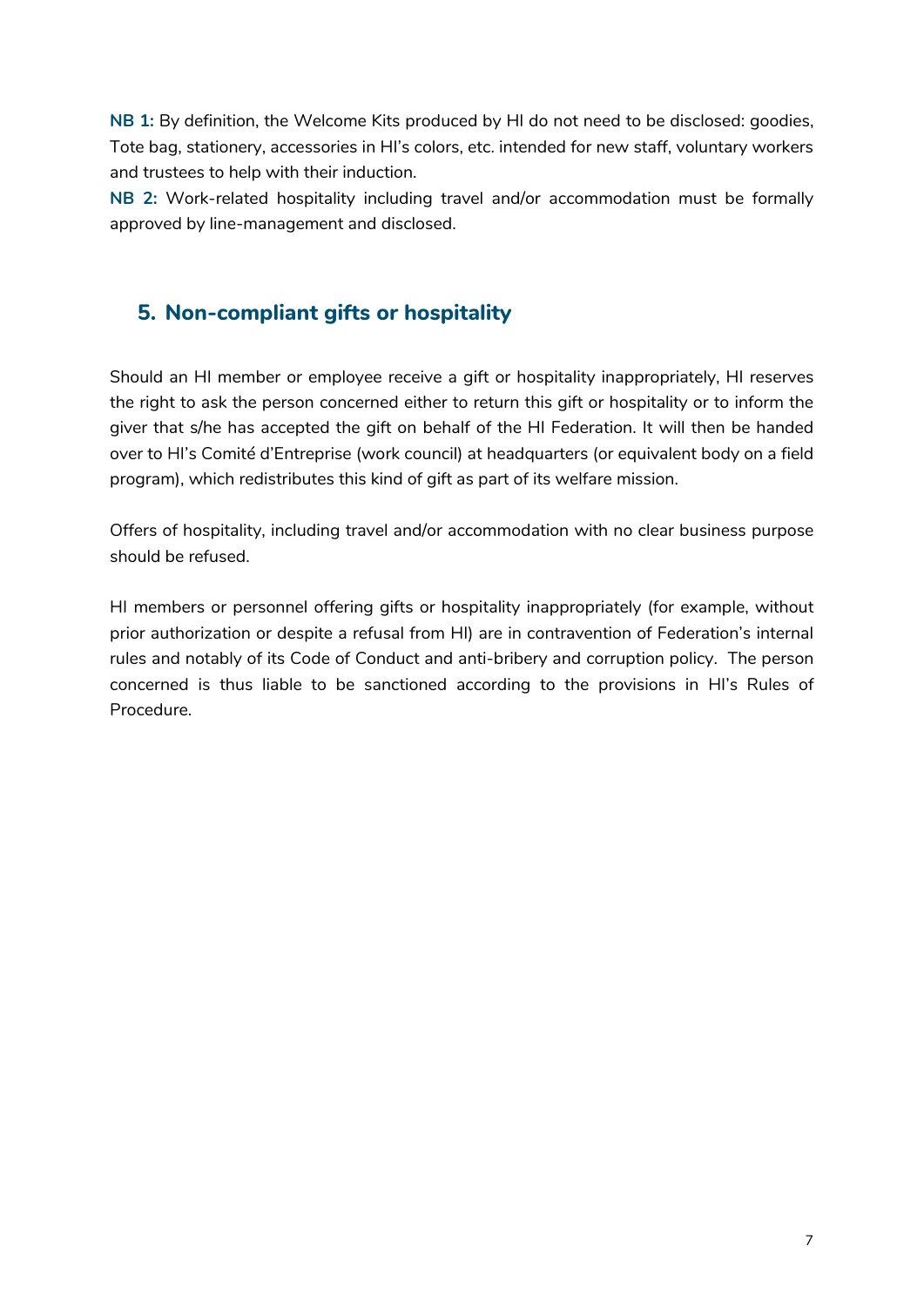**NB 1:** By definition, the Welcome Kits produced by HI do not need to be disclosed: goodies, Tote bag, stationery, accessories in HI's colors, etc. intended for new staff, voluntary workers and trustees to help with their induction.

**NB 2:** Work-related hospitality including travel and/or accommodation must be formally approved by line-management and disclosed.

## 5. Non-compliant gifts or hospitality

Should an HI member or employee receive a gift or hospitality inappropriately, HI reserves the right to ask the person concerned either to return this gift or hospitality or to inform the giver that s/he has accepted the gift on behalf of the HI Federation. It will then be handed over to HI's Comité d'Entreprise (work council) at headquarters (or equivalent body on a field program), which redistributes this kind of gift as part of its welfare mission.

Offers of hospitality, including travel and/or accommodation with no clear business purpose should be refused.

HI members or personnel offering gifts or hospitality inappropriately (for example, without prior authorization or despite a refusal from HI) are in contravention of Federation's internal rules and notably of its Code of Conduct and anti-bribery and corruption policy. The person concerned is thus liable to be sanctioned according to the provisions in HI's Rules of Procedure.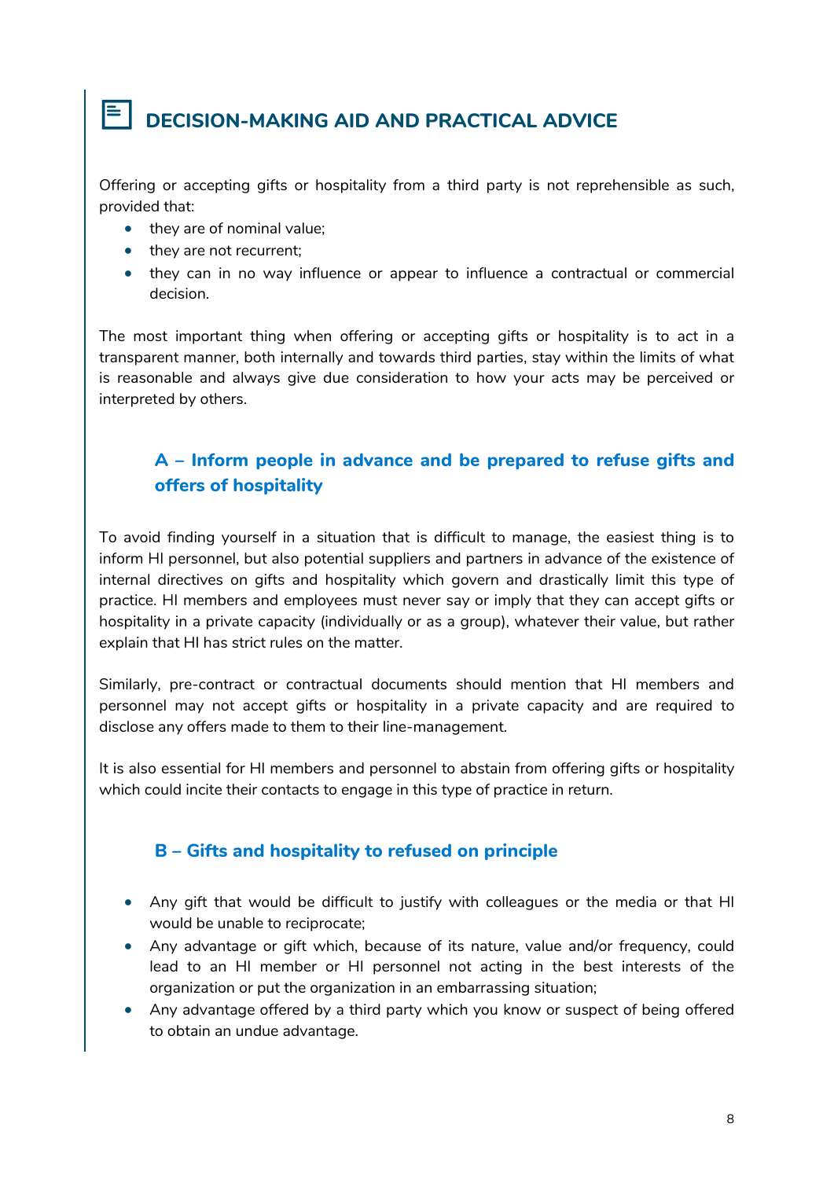## DECISION-MAKING AID AND PRACTICAL ADVICE

Offering or accepting gifts or hospitality from a third party is not reprehensible as such, provided that:

- they are of nominal value;
- they are not recurrent;
- they can in no way influence or appear to influence a contractual or commercial decision.

The most important thing when offering or accepting gifts or hospitality is to act in a transparent manner, both internally and towards third parties, stay within the limits of what is reasonable and always give due consideration to how your acts may be perceived or interpreted by others.

### A – Inform people in advance and be prepared to refuse gifts and offers of hospitality

To avoid finding yourself in a situation that is difficult to manage, the easiest thing is to inform HI personnel, but also potential suppliers and partners in advance of the existence of internal directives on gifts and hospitality which govern and drastically limit this type of practice. HI members and employees must never say or imply that they can accept gifts or hospitality in a private capacity (individually or as a group), whatever their value, but rather explain that HI has strict rules on the matter.

Similarly, pre-contract or contractual documents should mention that HI members and personnel may not accept gifts or hospitality in a private capacity and are required to disclose any offers made to them to their line-management.

It is also essential for HI members and personnel to abstain from offering gifts or hospitality which could incite their contacts to engage in this type of practice in return.

### B – Gifts and hospitality to refused on principle

- Any gift that would be difficult to justify with colleagues or the media or that HI would be unable to reciprocate;
- Any advantage or gift which, because of its nature, value and/or frequency, could lead to an HI member or HI personnel not acting in the best interests of the organization or put the organization in an embarrassing situation;
- Any advantage offered by a third party which you know or suspect of being offered to obtain an undue advantage.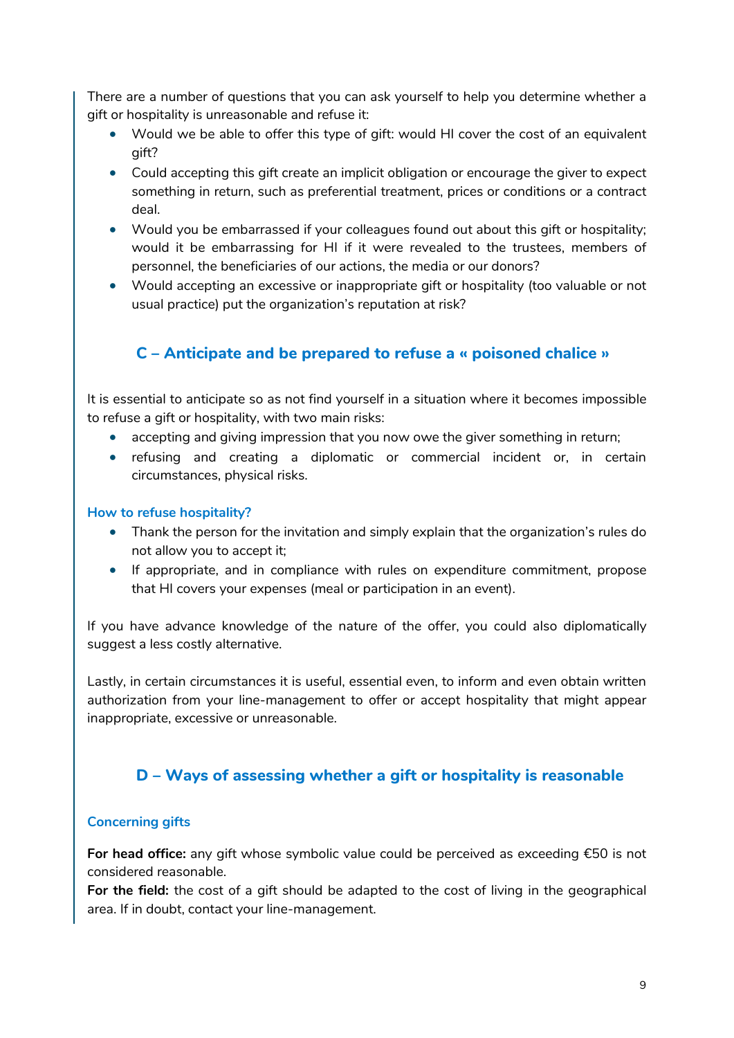There are a number of questions that you can ask yourself to help you determine whether a gift or hospitality is unreasonable and refuse it:

- Would we be able to offer this type of gift: would HI cover the cost of an equivalent gift?
- Could accepting this gift create an implicit obligation or encourage the giver to expect something in return, such as preferential treatment, prices or conditions or a contract deal.
- Would you be embarrassed if your colleagues found out about this gift or hospitality; would it be embarrassing for HI if it were revealed to the trustees, members of personnel, the beneficiaries of our actions, the media or our donors?
- Would accepting an excessive or inappropriate gift or hospitality (too valuable or not usual practice) put the organization's reputation at risk?

## C – Anticipate and be prepared to refuse a « poisoned chalice »

It is essential to anticipate so as not find yourself in a situation where it becomes impossible to refuse a gift or hospitality, with two main risks:

- accepting and giving impression that you now owe the giver something in return;
- refusing and creating a diplomatic or commercial incident or, in certain circumstances, physical risks.

### How to refuse hospitality?

- Thank the person for the invitation and simply explain that the organization's rules do not allow you to accept it;
- If appropriate, and in compliance with rules on expenditure commitment, propose that HI covers your expenses (meal or participation in an event).

If you have advance knowledge of the nature of the offer, you could also diplomatically suggest a less costly alternative.

Lastly, in certain circumstances it is useful, essential even, to inform and even obtain written authorization from your line-management to offer or accept hospitality that might appear inappropriate, excessive or unreasonable.

## D – Ways of assessing whether a gift or hospitality is reasonable

### Concerning gifts

**For head office:** any gift whose symbolic value could be perceived as exceeding €50 is not considered reasonable.
**For the field:** the cost of a gift should be adapted to the cost of living in the geographical area. If in doubt, contact your line-management.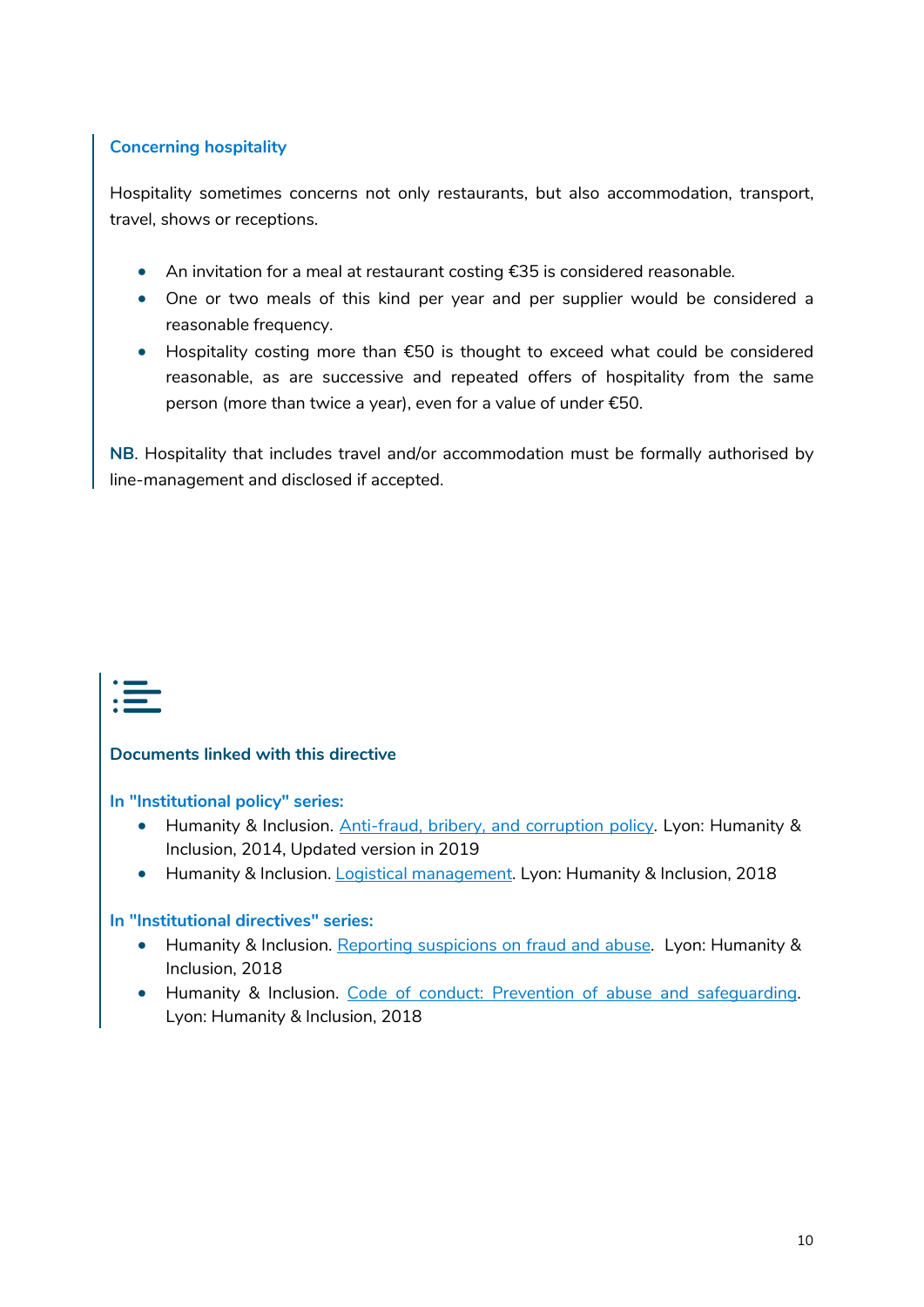### Concerning hospitality

Hospitality sometimes concerns not only restaurants, but also accommodation, transport, travel, shows or receptions.

- An invitation for a meal at restaurant costing €35 is considered reasonable.
- One or two meals of this kind per year and per supplier would be considered a reasonable frequency.
- Hospitality costing more than €50 is thought to exceed what could be considered reasonable, as are successive and repeated offers of hospitality from the same person (more than twice a year), even for a value of under €50.

**NB**. Hospitality that includes travel and/or accommodation must be formally authorised by line-management and disclosed if accepted.

## Documents linked with this directive

**In "Institutional policy" series:**

- Humanity & Inclusion. Anti-fraud, bribery, and corruption policy. Lyon: Humanity & Inclusion, 2014, Updated version in 2019
- Humanity & Inclusion. Logistical management. Lyon: Humanity & Inclusion, 2018

**In "Institutional directives" series:**

- Humanity & Inclusion. Reporting suspicions on fraud and abuse. Lyon: Humanity & Inclusion, 2018
- Humanity & Inclusion. Code of conduct: Prevention of abuse and safeguarding. Lyon: Humanity & Inclusion, 2018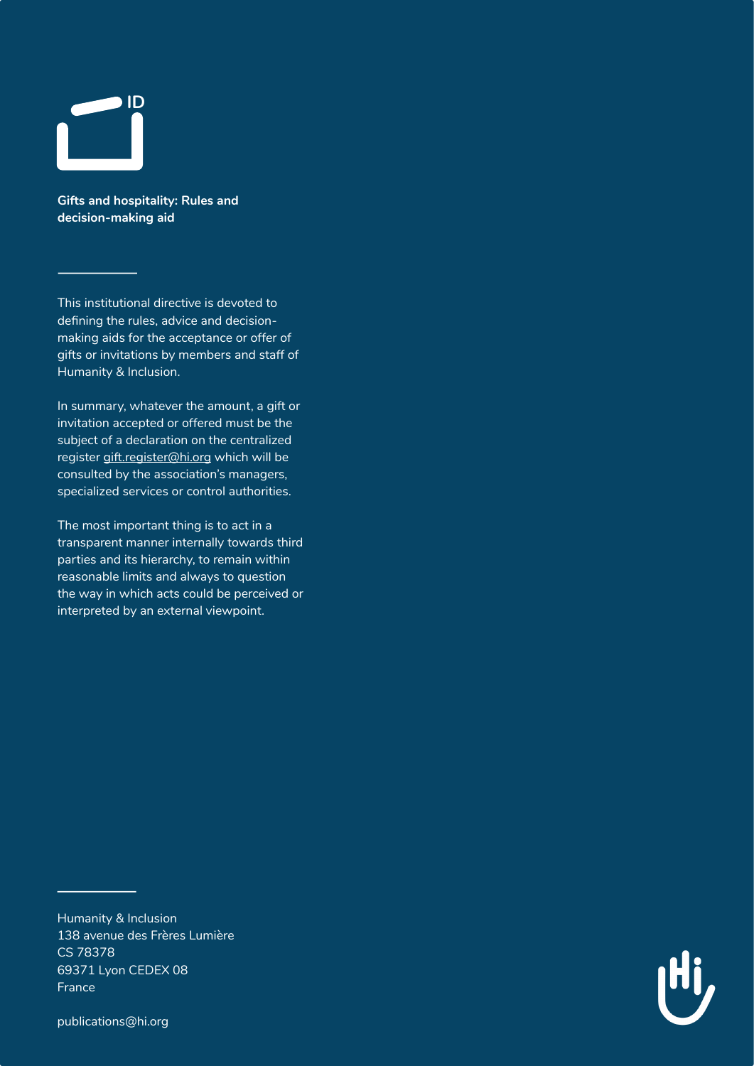ID

**Gifts and hospitality: Rules and decision-making aid**

This institutional directive is devoted to defining the rules, advice and decision-making aids for the acceptance or offer of gifts or invitations by members and staff of Humanity & Inclusion.

In summary, whatever the amount, a gift or invitation accepted or offered must be the subject of a declaration on the centralized register gift.register@hi.org which will be consulted by the association's managers, specialized services or control authorities.

The most important thing is to act in a transparent manner internally towards third parties and its hierarchy, to remain within reasonable limits and always to question the way in which acts could be perceived or interpreted by an external viewpoint.

Humanity & Inclusion
138 avenue des Frères Lumière
CS 78378
69371 Lyon CEDEX 08
France

publications@hi.org